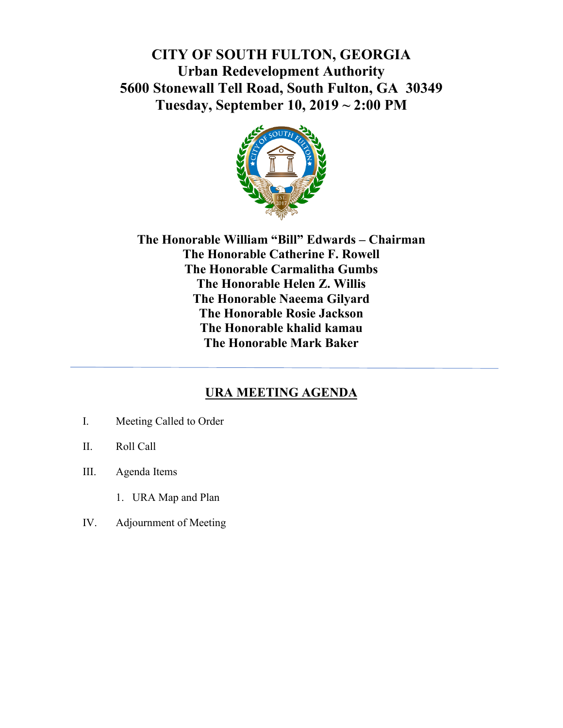# CITY OF SOUTH FULTON, GEORGIA
# Urban Redevelopment Authority
# 5600 Stonewall Tell Road, South Fulton, GA 30349
# Tuesday, September 10, 2019 ~ 2:00 PM

**The Honorable William "Bill" Edwards – Chairman**
**The Honorable Catherine F. Rowell**
**The Honorable Carmalitha Gumbs**
**The Honorable Helen Z. Willis**
**The Honorable Naeema Gilyard**
**The Honorable Rosie Jackson**
**The Honorable khalid kamau**
**The Honorable Mark Baker**

---

## URA MEETING AGENDA

I. Meeting Called to Order

II. Roll Call

III. Agenda Items

1. URA Map and Plan

IV. Adjournment of Meeting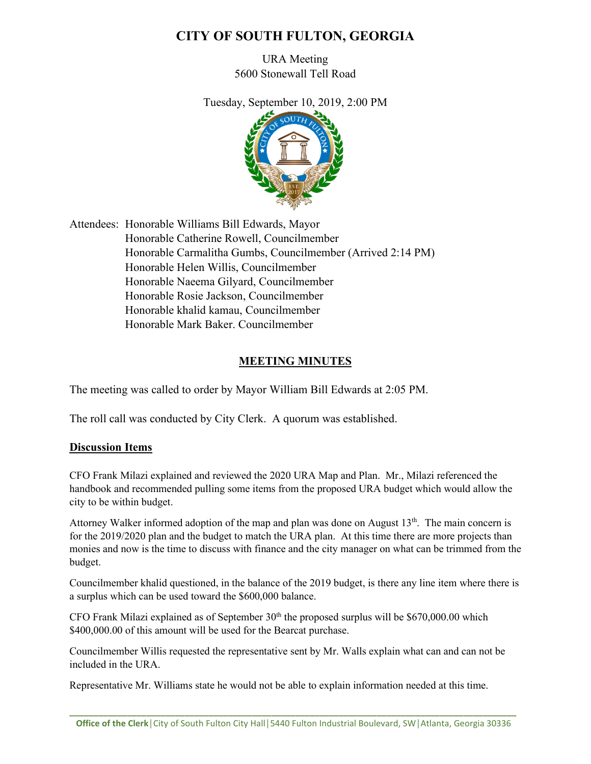# CITY OF SOUTH FULTON, GEORGIA

URA Meeting
5600 Stonewall Tell Road

Tuesday, September 10, 2019, 2:00 PM

Attendees: Honorable Williams Bill Edwards, Mayor
Honorable Catherine Rowell, Councilmember
Honorable Carmalitha Gumbs, Councilmember (Arrived 2:14 PM)
Honorable Helen Willis, Councilmember
Honorable Naeema Gilyard, Councilmember
Honorable Rosie Jackson, Councilmember
Honorable khalid kamau, Councilmember
Honorable Mark Baker. Councilmember

## MEETING MINUTES

The meeting was called to order by Mayor William Bill Edwards at 2:05 PM.

The roll call was conducted by City Clerk. A quorum was established.

### Discussion Items

CFO Frank Milazi explained and reviewed the 2020 URA Map and Plan. Mr., Milazi referenced the handbook and recommended pulling some items from the proposed URA budget which would allow the city to be within budget.

Attorney Walker informed adoption of the map and plan was done on August 13th. The main concern is for the 2019/2020 plan and the budget to match the URA plan. At this time there are more projects than monies and now is the time to discuss with finance and the city manager on what can be trimmed from the budget.

Councilmember khalid questioned, in the balance of the 2019 budget, is there any line item where there is a surplus which can be used toward the $600,000 balance.

CFO Frank Milazi explained as of September 30th the proposed surplus will be $670,000.00 which $400,000.00 of this amount will be used for the Bearcat purchase.

Councilmember Willis requested the representative sent by Mr. Walls explain what can and can not be included in the URA.

Representative Mr. Williams state he would not be able to explain information needed at this time.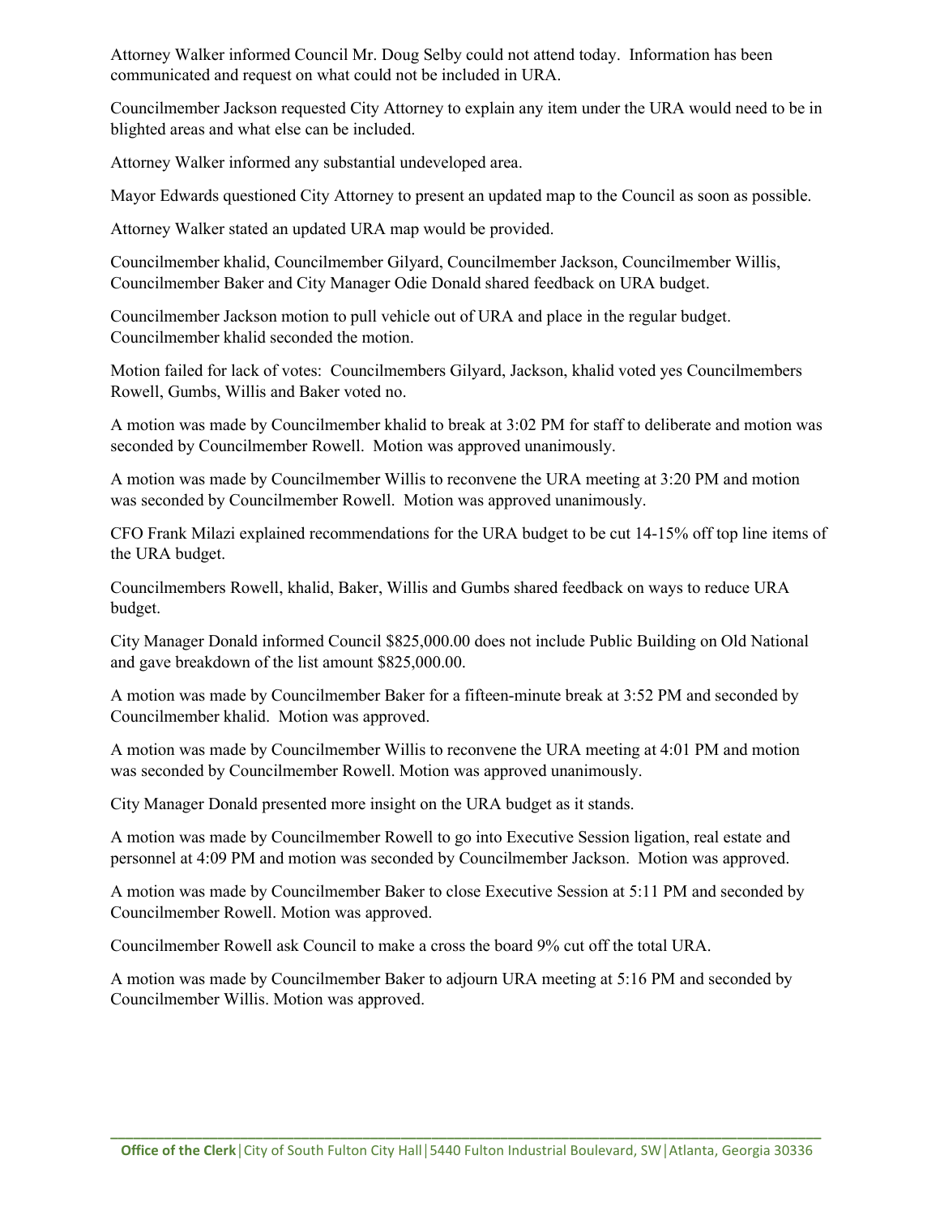Attorney Walker informed Council Mr. Doug Selby could not attend today. Information has been communicated and request on what could not be included in URA.

Councilmember Jackson requested City Attorney to explain any item under the URA would need to be in blighted areas and what else can be included.

Attorney Walker informed any substantial undeveloped area.

Mayor Edwards questioned City Attorney to present an updated map to the Council as soon as possible.

Attorney Walker stated an updated URA map would be provided.

Councilmember khalid, Councilmember Gilyard, Councilmember Jackson, Councilmember Willis, Councilmember Baker and City Manager Odie Donald shared feedback on URA budget.

Councilmember Jackson motion to pull vehicle out of URA and place in the regular budget. Councilmember khalid seconded the motion.

Motion failed for lack of votes: Councilmembers Gilyard, Jackson, khalid voted yes Councilmembers Rowell, Gumbs, Willis and Baker voted no.

A motion was made by Councilmember khalid to break at 3:02 PM for staff to deliberate and motion was seconded by Councilmember Rowell. Motion was approved unanimously.

A motion was made by Councilmember Willis to reconvene the URA meeting at 3:20 PM and motion was seconded by Councilmember Rowell. Motion was approved unanimously.

CFO Frank Milazi explained recommendations for the URA budget to be cut 14-15% off top line items of the URA budget.

Councilmembers Rowell, khalid, Baker, Willis and Gumbs shared feedback on ways to reduce URA budget.

City Manager Donald informed Council $825,000.00 does not include Public Building on Old National and gave breakdown of the list amount $825,000.00.

A motion was made by Councilmember Baker for a fifteen-minute break at 3:52 PM and seconded by Councilmember khalid. Motion was approved.

A motion was made by Councilmember Willis to reconvene the URA meeting at 4:01 PM and motion was seconded by Councilmember Rowell. Motion was approved unanimously.

City Manager Donald presented more insight on the URA budget as it stands.

A motion was made by Councilmember Rowell to go into Executive Session ligation, real estate and personnel at 4:09 PM and motion was seconded by Councilmember Jackson. Motion was approved.

A motion was made by Councilmember Baker to close Executive Session at 5:11 PM and seconded by Councilmember Rowell. Motion was approved.

Councilmember Rowell ask Council to make a cross the board 9% cut off the total URA.

A motion was made by Councilmember Baker to adjourn URA meeting at 5:16 PM and seconded by Councilmember Willis. Motion was approved.